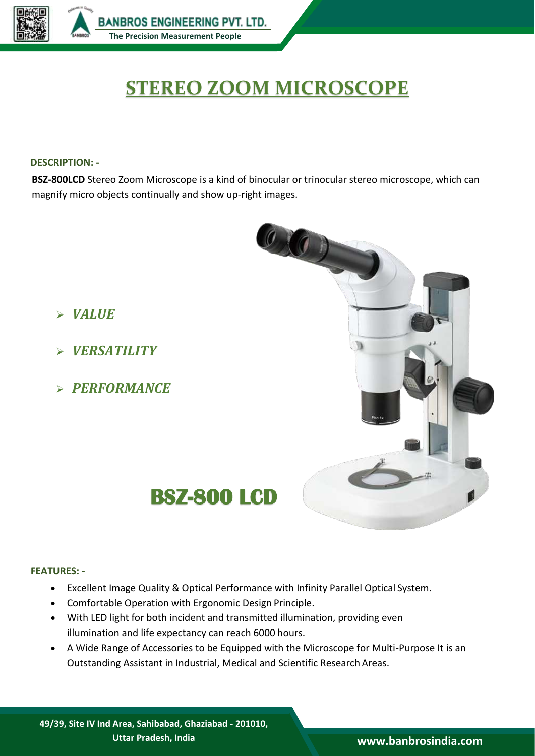# STEREO ZOOM MICROSCOPE

**DESCRIPTION: -**

**BSZ-800LCD** Stereo Zoom Microscope is a kind of binocular or trinocular stereo microscope, which can magnify micro objects continually and show up-right images.

- ***VALUE***
- ***VERSATILITY***
- ***PERFORMANCE***

## BSZ-800 LCD

**FEATURES: -**

- Excellent Image Quality & Optical Performance with Infinity Parallel Optical System.
- Comfortable Operation with Ergonomic Design Principle.
- With LED light for both incident and transmitted illumination, providing even illumination and life expectancy can reach 6000 hours.
- A Wide Range of Accessories to be Equipped with the Microscope for Multi-Purpose It is an Outstanding Assistant in Industrial, Medical and Scientific Research Areas.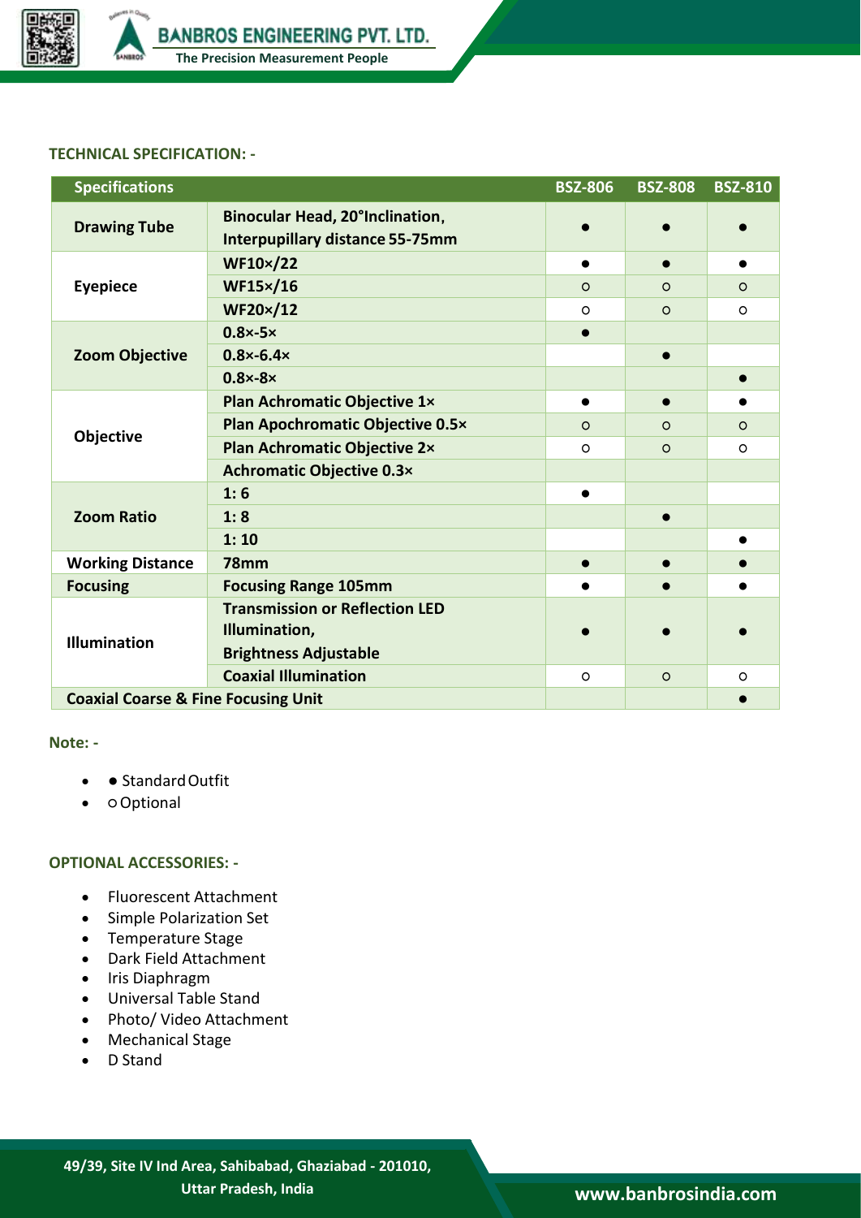### TECHNICAL SPECIFICATION: -

| Specifications | | BSZ-806 | BSZ-808 | BSZ-810 |
|---|---|---|---|---|
| Drawing Tube | Binocular Head, 20°Inclination, Interpupillary distance 55-75mm | ● | ● | ● |
| Eyepiece | WF10×/22 | ● | ● | ● |
| | WF15×/16 | ○ | ○ | ○ |
| | WF20×/12 | ○ | ○ | ○ |
| Zoom Objective | 0.8×-5× | ● | | |
| | 0.8×-6.4× | | ● | |
| | 0.8×-8× | | | ● |
| Objective | Plan Achromatic Objective 1× | ● | ● | ● |
| | Plan Apochromatic Objective 0.5× | ○ | ○ | ○ |
| | Plan Achromatic Objective 2× | ○ | ○ | ○ |
| | Achromatic Objective 0.3× | | | |
| Zoom Ratio | 1: 6 | ● | | |
| | 1: 8 | | ● | |
| | 1: 10 | | | ● |
| Working Distance | 78mm | ● | ● | ● |
| Focusing | Focusing Range 105mm | ● | ● | ● |
| Illumination | Transmission or Reflection LED Illumination, Brightness Adjustable | ● | ● | ● |
| | Coaxial Illumination | ○ | ○ | ○ |
| Coaxial Coarse & Fine Focusing Unit | | | | ● |

**Note: -**

- ● Standard Outfit
- ○ Optional

### OPTIONAL ACCESSORIES: -

- Fluorescent Attachment
- Simple Polarization Set
- Temperature Stage
- Dark Field Attachment
- Iris Diaphragm
- Universal Table Stand
- Photo/ Video Attachment
- Mechanical Stage
- D Stand